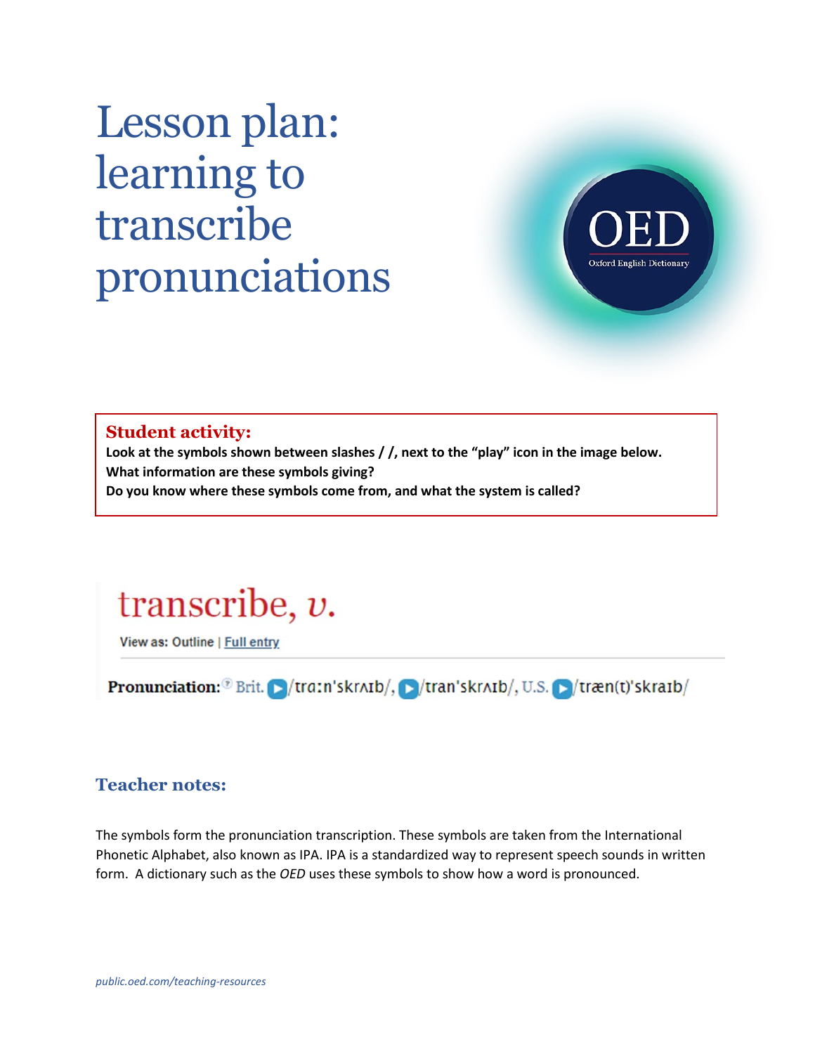# Lesson plan: learning to transcribe pronunciations

OED
Oxford English Dictionary

**Student activity:**

**Look at the symbols shown between slashes / /, next to the "play" icon in the image below.**
**What information are these symbols giving?**
**Do you know where these symbols come from, and what the system is called?**

transcribe, *v.*

View as: Outline | Full entry

**Pronunciation:** Brit. /trɑːnˈskrʌɪb/, /tranˈskrʌɪb/, U.S. /træn(t)ˈskraɪb/

## Teacher notes:

The symbols form the pronunciation transcription. These symbols are taken from the International Phonetic Alphabet, also known as IPA. IPA is a standardized way to represent speech sounds in written form. A dictionary such as the *OED* uses these symbols to show how a word is pronounced.

*public.oed.com/teaching-resources*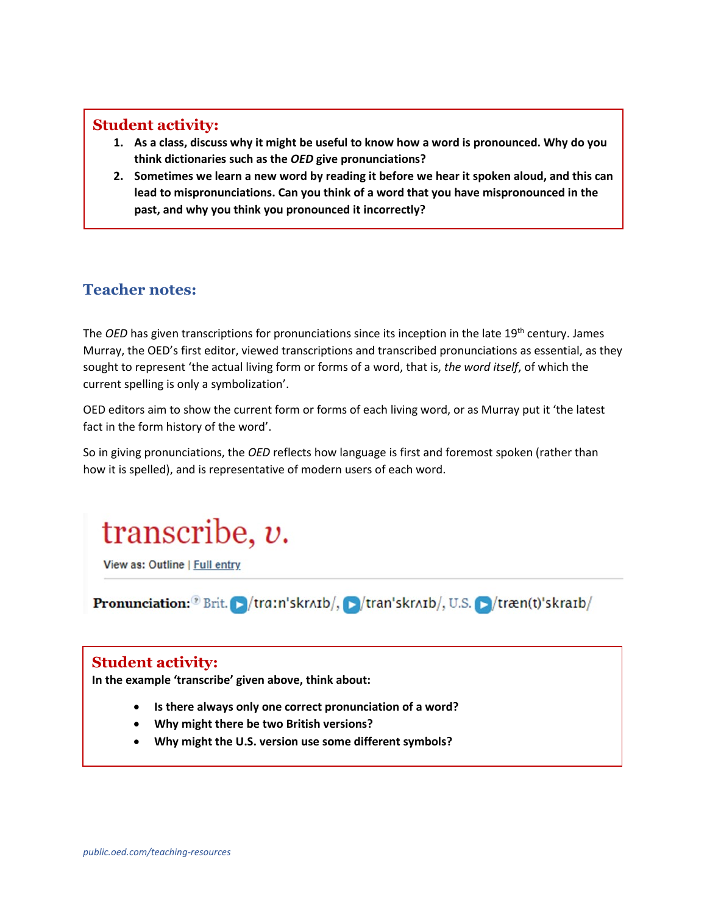## Student activity:

1. **As a class, discuss why it might be useful to know how a word is pronounced. Why do you think dictionaries such as the *OED* give pronunciations?**
2. **Sometimes we learn a new word by reading it before we hear it spoken aloud, and this can lead to mispronunciations. Can you think of a word that you have mispronounced in the past, and why you think you pronounced it incorrectly?**

## Teacher notes:

The *OED* has given transcriptions for pronunciations since its inception in the late 19th century. James Murray, the OED's first editor, viewed transcriptions and transcribed pronunciations as essential, as they sought to represent 'the actual living form or forms of a word, that is, *the word itself*, of which the current spelling is only a symbolization'.

OED editors aim to show the current form or forms of each living word, or as Murray put it 'the latest fact in the form history of the word'.

So in giving pronunciations, the *OED* reflects how language is first and foremost spoken (rather than how it is spelled), and is representative of modern users of each word.

# transcribe, *v.*

View as: Outline | Full entry

**Pronunciation:** Brit. /trɑːn'skrʌɪb/, /tran'skrʌɪb/, U.S. /træn(t)'skraɪb/

## Student activity:

**In the example 'transcribe' given above, think about:**

- **Is there always only one correct pronunciation of a word?**
- **Why might there be two British versions?**
- **Why might the U.S. version use some different symbols?**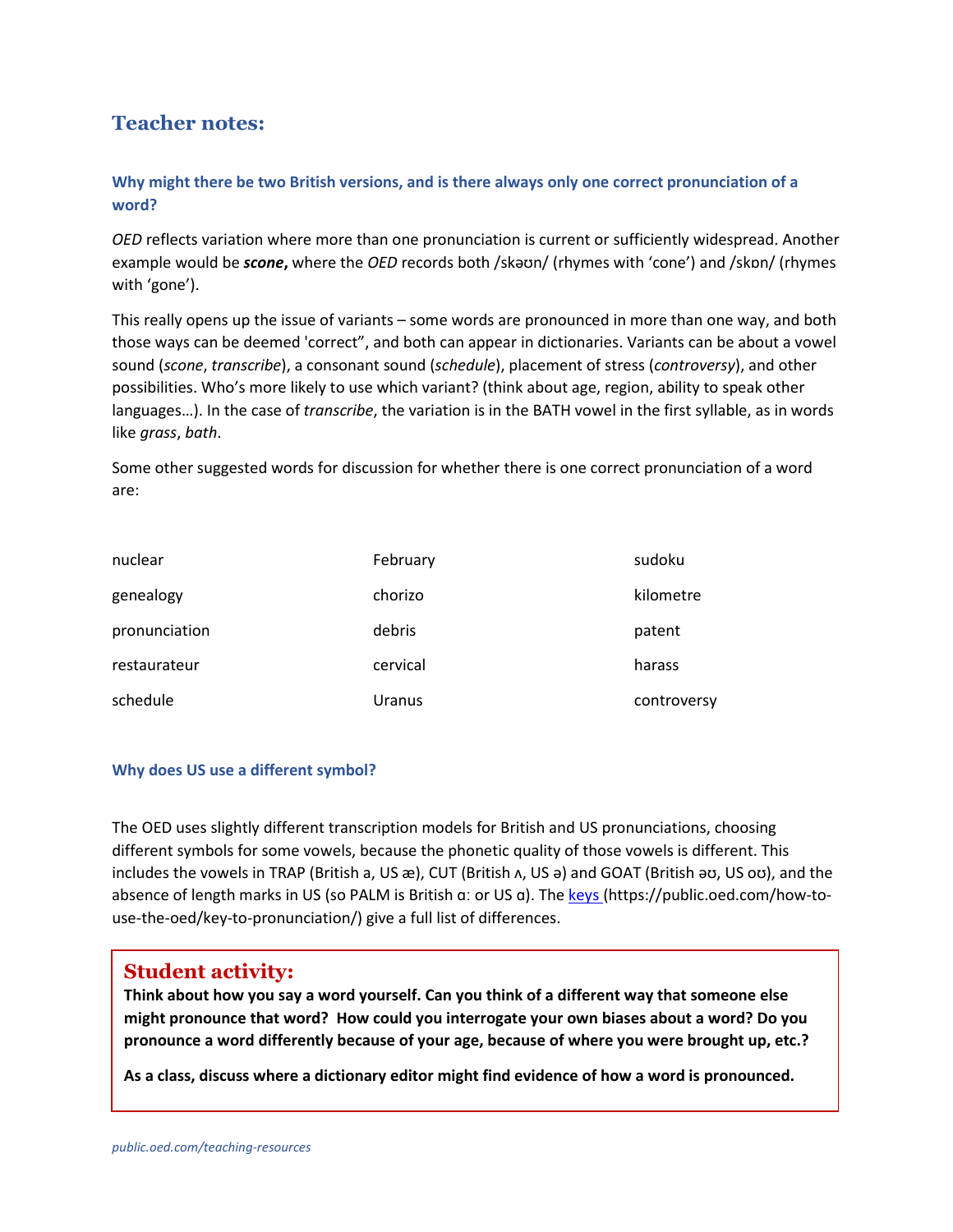## Teacher notes:

### Why might there be two British versions, and is there always only one correct pronunciation of a word?

*OED* reflects variation where more than one pronunciation is current or sufficiently widespread. Another example would be ***scone***, where the *OED* records both /skəʊn/ (rhymes with 'cone') and /skɒn/ (rhymes with 'gone').

This really opens up the issue of variants – some words are pronounced in more than one way, and both those ways can be deemed 'correct", and both can appear in dictionaries. Variants can be about a vowel sound (*scone*, *transcribe*), a consonant sound (*schedule*), placement of stress (*controversy*), and other possibilities. Who's more likely to use which variant? (think about age, region, ability to speak other languages…). In the case of *transcribe*, the variation is in the BATH vowel in the first syllable, as in words like *grass*, *bath*.

Some other suggested words for discussion for whether there is one correct pronunciation of a word are:

| | | |
|---|---|---|
| nuclear | February | sudoku |
| genealogy | chorizo | kilometre |
| pronunciation | debris | patent |
| restaurateur | cervical | harass |
| schedule | Uranus | controversy |

### Why does US use a different symbol?

The OED uses slightly different transcription models for British and US pronunciations, choosing different symbols for some vowels, because the phonetic quality of those vowels is different. This includes the vowels in TRAP (British a, US æ), CUT (British ʌ, US ə) and GOAT (British əʊ, US oʊ), and the absence of length marks in US (so PALM is British ɑː or US ɑ). The [keys](https://public.oed.com/how-to-use-the-oed/key-to-pronunciation/) (https://public.oed.com/how-to-use-the-oed/key-to-pronunciation/) give a full list of differences.

## Student activity:

**Think about how you say a word yourself. Can you think of a different way that someone else might pronounce that word? How could you interrogate your own biases about a word? Do you pronounce a word differently because of your age, because of where you were brought up, etc.?**

**As a class, discuss where a dictionary editor might find evidence of how a word is pronounced.**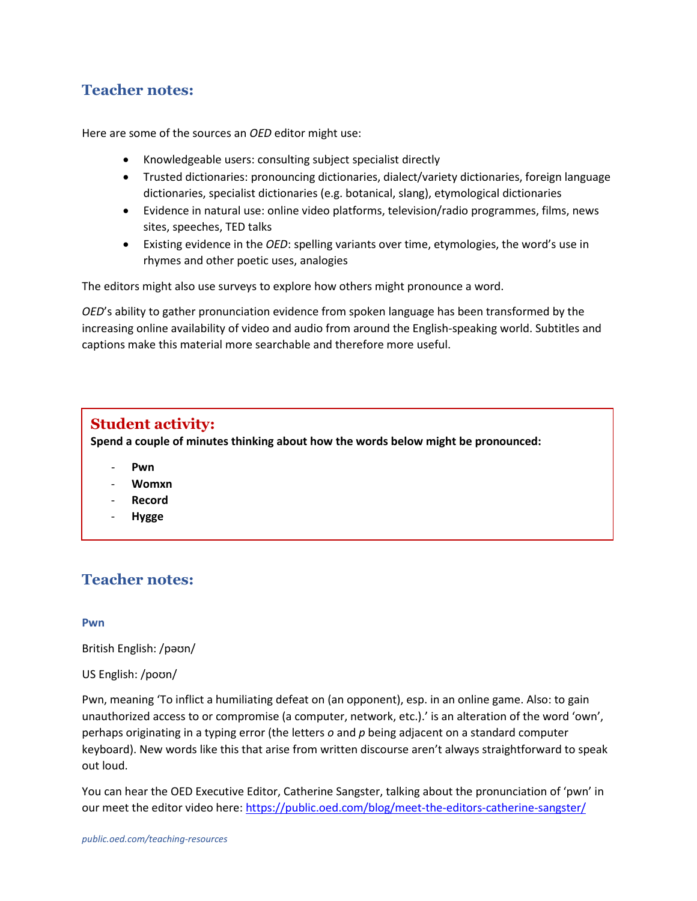## Teacher notes:

Here are some of the sources an *OED* editor might use:

- Knowledgeable users: consulting subject specialist directly
- Trusted dictionaries: pronouncing dictionaries, dialect/variety dictionaries, foreign language dictionaries, specialist dictionaries (e.g. botanical, slang), etymological dictionaries
- Evidence in natural use: online video platforms, television/radio programmes, films, news sites, speeches, TED talks
- Existing evidence in the *OED*: spelling variants over time, etymologies, the word's use in rhymes and other poetic uses, analogies

The editors might also use surveys to explore how others might pronounce a word.

*OED*'s ability to gather pronunciation evidence from spoken language has been transformed by the increasing online availability of video and audio from around the English-speaking world. Subtitles and captions make this material more searchable and therefore more useful.

## Student activity:

**Spend a couple of minutes thinking about how the words below might be pronounced:**

- **Pwn**
- **Womxn**
- **Record**
- **Hygge**

## Teacher notes:

### Pwn

British English: /pəʊn/

US English: /poʊn/

Pwn, meaning 'To inflict a humiliating defeat on (an opponent), esp. in an online game. Also: to gain unauthorized access to or compromise (a computer, network, etc.).' is an alteration of the word 'own', perhaps originating in a typing error (the letters *o* and *p* being adjacent on a standard computer keyboard). New words like this that arise from written discourse aren't always straightforward to speak out loud.

You can hear the OED Executive Editor, Catherine Sangster, talking about the pronunciation of 'pwn' in our meet the editor video here: https://public.oed.com/blog/meet-the-editors-catherine-sangster/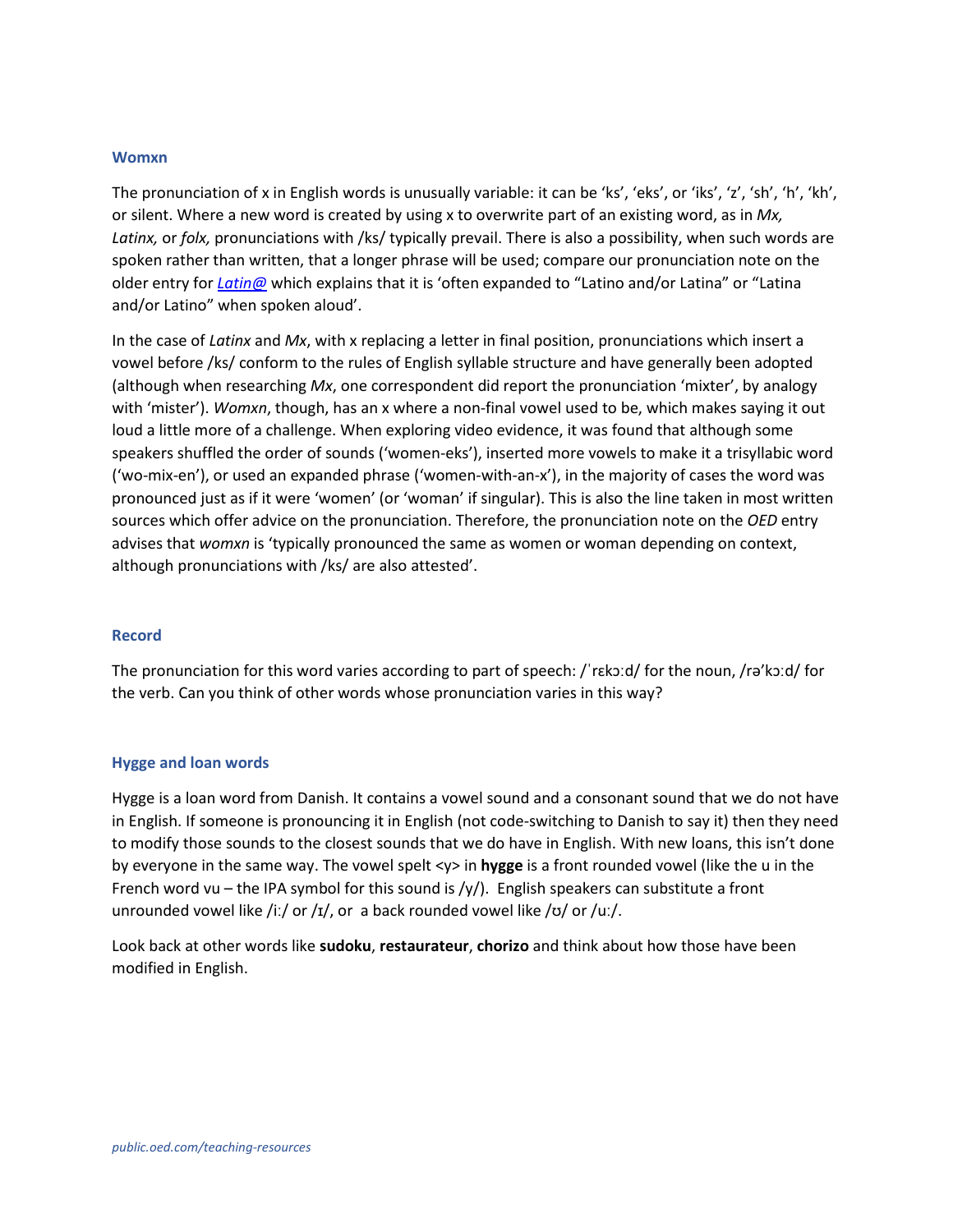### Womxn

The pronunciation of x in English words is unusually variable: it can be 'ks', 'eks', or 'iks', 'z', 'sh', 'h', 'kh', or silent. Where a new word is created by using x to overwrite part of an existing word, as in *Mx, Latinx,* or *folx,* pronunciations with /ks/ typically prevail. There is also a possibility, when such words are spoken rather than written, that a longer phrase will be used; compare our pronunciation note on the older entry for [*Latin@*]() which explains that it is 'often expanded to "Latino and/or Latina" or "Latina and/or Latino" when spoken aloud'.

In the case of *Latinx* and *Mx*, with x replacing a letter in final position, pronunciations which insert a vowel before /ks/ conform to the rules of English syllable structure and have generally been adopted (although when researching *Mx*, one correspondent did report the pronunciation 'mixter', by analogy with 'mister'). *Womxn*, though, has an x where a non-final vowel used to be, which makes saying it out loud a little more of a challenge. When exploring video evidence, it was found that although some speakers shuffled the order of sounds ('women-eks'), inserted more vowels to make it a trisyllabic word ('wo-mix-en'), or used an expanded phrase ('women-with-an-x'), in the majority of cases the word was pronounced just as if it were 'women' (or 'woman' if singular). This is also the line taken in most written sources which offer advice on the pronunciation. Therefore, the pronunciation note on the *OED* entry advises that *womxn* is 'typically pronounced the same as women or woman depending on context, although pronunciations with /ks/ are also attested'.

### Record

The pronunciation for this word varies according to part of speech: /ˈrɛkɔːd/ for the noun, /rəˈkɔːd/ for the verb. Can you think of other words whose pronunciation varies in this way?

### Hygge and loan words

Hygge is a loan word from Danish. It contains a vowel sound and a consonant sound that we do not have in English. If someone is pronouncing it in English (not code-switching to Danish to say it) then they need to modify those sounds to the closest sounds that we do have in English. With new loans, this isn't done by everyone in the same way. The vowel spelt <y> in **hygge** is a front rounded vowel (like the u in the French word vu – the IPA symbol for this sound is /y/). English speakers can substitute a front unrounded vowel like /iː/ or /ɪ/, or a back rounded vowel like /ʊ/ or /uː/.

Look back at other words like **sudoku**, **restaurateur**, **chorizo** and think about how those have been modified in English.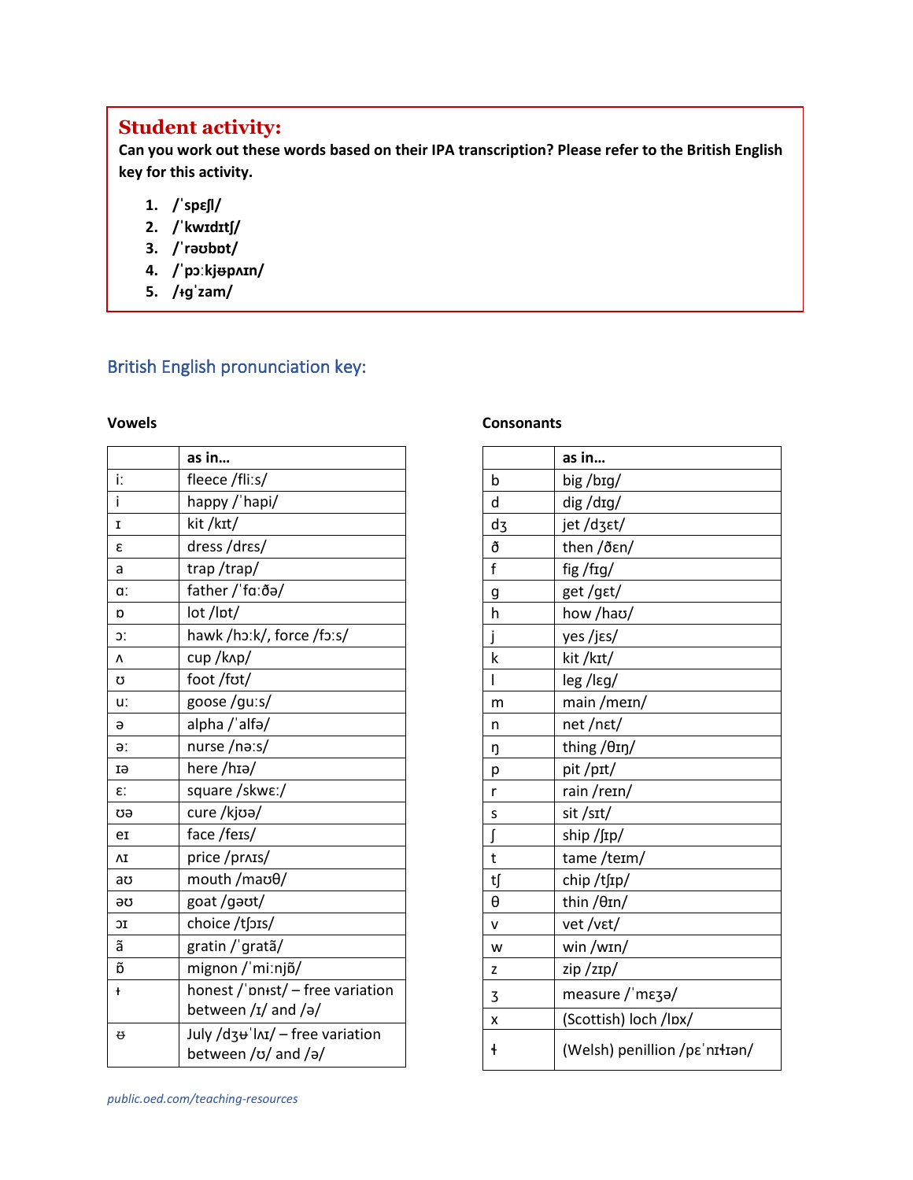## Student activity:

**Can you work out these words based on their IPA transcription? Please refer to the British English key for this activity.**

1. **/ˈspɛʃl/**
2. **/ˈkwɪdɪtʃ/**
3. **/ˈrəʊbɒt/**
4. **/ˈpɔːkjᵿpʌɪn/**
5. **/ᵻɡˈzam/**

## British English pronunciation key:

**Vowels**

| | as in… |
|---|---|
| iː | fleece /fliːs/ |
| i | happy /ˈhapi/ |
| ɪ | kit /kɪt/ |
| ɛ | dress /drɛs/ |
| a | trap /trap/ |
| ɑː | father /ˈfɑːðə/ |
| ɒ | lot /lɒt/ |
| ɔː | hawk /hɔːk/, force /fɔːs/ |
| ʌ | cup /kʌp/ |
| ʊ | foot /fʊt/ |
| uː | goose /ɡuːs/ |
| ə | alpha /ˈalfə/ |
| əː | nurse /nəːs/ |
| ɪə | here /hɪə/ |
| ɛː | square /skwɛː/ |
| ʊə | cure /kjʊə/ |
| eɪ | face /feɪs/ |
| ʌɪ | price /prʌɪs/ |
| aʊ | mouth /maʊθ/ |
| əʊ | goat /ɡəʊt/ |
| ɔɪ | choice /tʃɔɪs/ |
| ã | gratin /ˈɡratã/ |
| ɒ̃ | mignon /ˈmiːnjɒ̃/ |
| ᵻ | honest /ˈɒnᵻst/ – free variation between /ɪ/ and /ə/ |
| ᵿ | July /dʒᵿˈlʌɪ/ – free variation between /ʊ/ and /ə/ |

**Consonants**

| | as in… |
|---|---|
| b | big /bɪɡ/ |
| d | dig /dɪɡ/ |
| dʒ | jet /dʒɛt/ |
| ð | then /ðɛn/ |
| f | fig /fɪɡ/ |
| ɡ | get /ɡɛt/ |
| h | how /haʊ/ |
| j | yes /jɛs/ |
| k | kit /kɪt/ |
| l | leg /lɛɡ/ |
| m | main /meɪn/ |
| n | net /nɛt/ |
| ŋ | thing /θɪŋ/ |
| p | pit /pɪt/ |
| r | rain /reɪn/ |
| s | sit /sɪt/ |
| ʃ | ship /ʃɪp/ |
| t | tame /teɪm/ |
| tʃ | chip /tʃɪp/ |
| θ | thin /θɪn/ |
| v | vet /vɛt/ |
| w | win /wɪn/ |
| z | zip /zɪp/ |
| ʒ | measure /ˈmɛʒə/ |
| x | (Scottish) loch /lɒx/ |
| ɬ | (Welsh) penillion /pɛˈnɪɬɪən/ |

*public.oed.com/teaching-resources*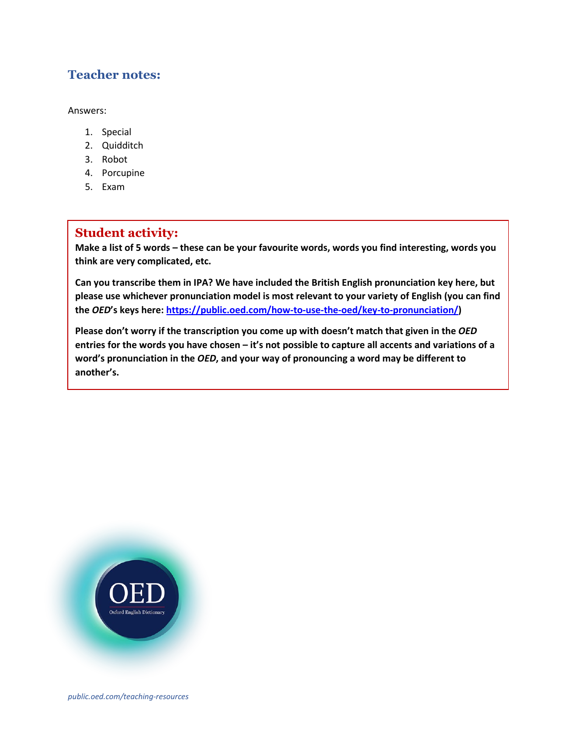## Teacher notes:

Answers:

1. Special
2. Quidditch
3. Robot
4. Porcupine
5. Exam

## Student activity:

**Make a list of 5 words – these can be your favourite words, words you find interesting, words you think are very complicated, etc.**

**Can you transcribe them in IPA? We have included the British English pronunciation key here, but please use whichever pronunciation model is most relevant to your variety of English (you can find the *OED*'s keys here: https://public.oed.com/how-to-use-the-oed/key-to-pronunciation/)**

**Please don't worry if the transcription you come up with doesn't match that given in the *OED* entries for the words you have chosen – it's not possible to capture all accents and variations of a word's pronunciation in the *OED*, and your way of pronouncing a word may be different to another's.**

OED
Oxford English Dictionary

*public.oed.com/teaching-resources*